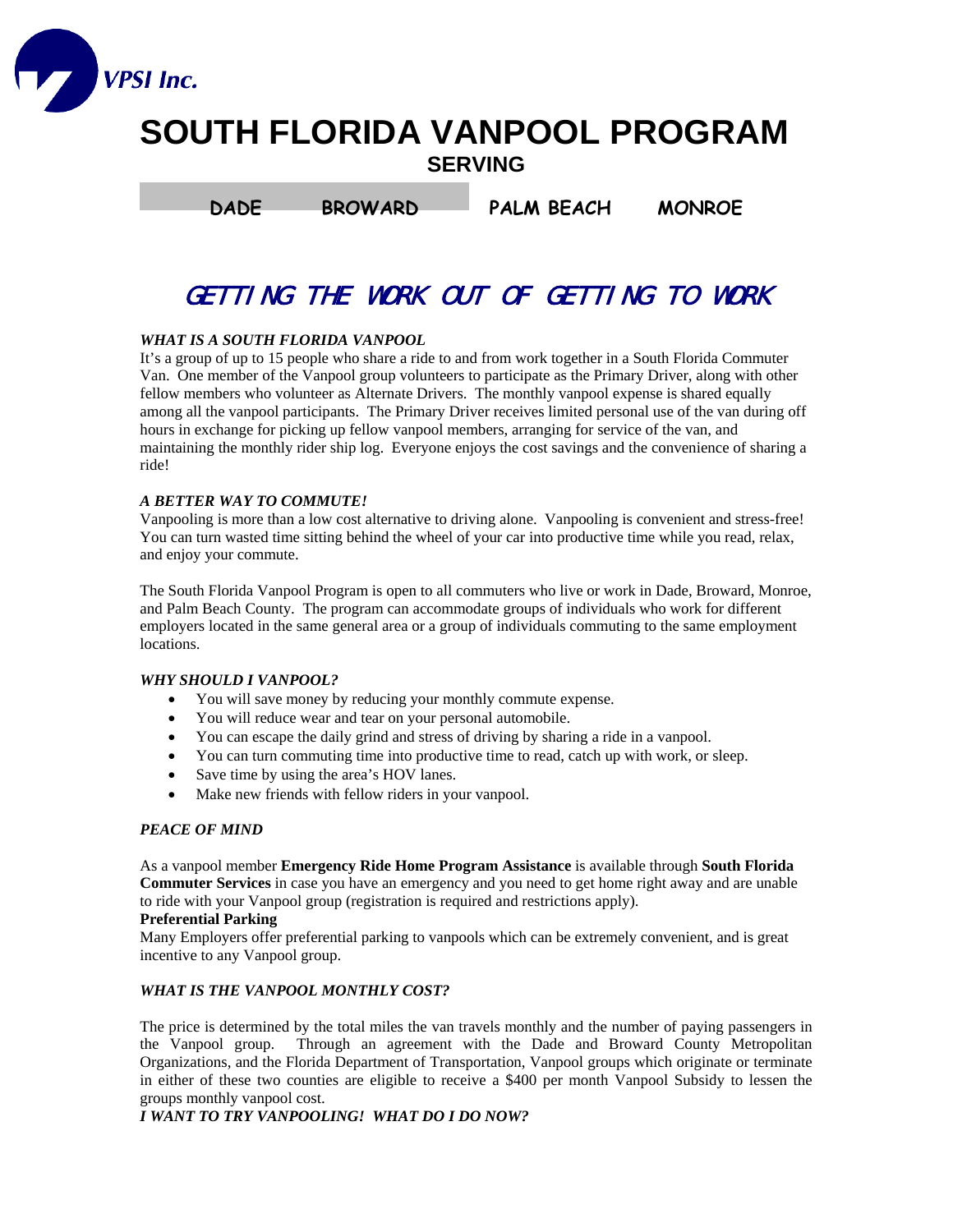VPSI Inc.

# SOUTH FLORIDA VANPOOL PROGRAM

## SERVING

**DADE BROWARD PALM BEACH MONROE**

## *GETTING THE WORK OUT OF GETTING TO WORK*

***WHAT IS A SOUTH FLORIDA VANPOOL***

It's a group of up to 15 people who share a ride to and from work together in a South Florida Commuter Van. One member of the Vanpool group volunteers to participate as the Primary Driver, along with other fellow members who volunteer as Alternate Drivers. The monthly vanpool expense is shared equally among all the vanpool participants. The Primary Driver receives limited personal use of the van during off hours in exchange for picking up fellow vanpool members, arranging for service of the van, and maintaining the monthly rider ship log. Everyone enjoys the cost savings and the convenience of sharing a ride!

***A BETTER WAY TO COMMUTE!***

Vanpooling is more than a low cost alternative to driving alone. Vanpooling is convenient and stress-free! You can turn wasted time sitting behind the wheel of your car into productive time while you read, relax, and enjoy your commute.

The South Florida Vanpool Program is open to all commuters who live or work in Dade, Broward, Monroe, and Palm Beach County. The program can accommodate groups of individuals who work for different employers located in the same general area or a group of individuals commuting to the same employment locations.

***WHY SHOULD I VANPOOL?***

- You will save money by reducing your monthly commute expense.
- You will reduce wear and tear on your personal automobile.
- You can escape the daily grind and stress of driving by sharing a ride in a vanpool.
- You can turn commuting time into productive time to read, catch up with work, or sleep.
- Save time by using the area's HOV lanes.
- Make new friends with fellow riders in your vanpool.

***PEACE OF MIND***

As a vanpool member **Emergency Ride Home Program Assistance** is available through **South Florida Commuter Services** in case you have an emergency and you need to get home right away and are unable to ride with your Vanpool group (registration is required and restrictions apply).

**Preferential Parking**

Many Employers offer preferential parking to vanpools which can be extremely convenient, and is great incentive to any Vanpool group.

***WHAT IS THE VANPOOL MONTHLY COST?***

The price is determined by the total miles the van travels monthly and the number of paying passengers in the Vanpool group. Through an agreement with the Dade and Broward County Metropolitan Organizations, and the Florida Department of Transportation, Vanpool groups which originate or terminate in either of these two counties are eligible to receive a $400 per month Vanpool Subsidy to lessen the groups monthly vanpool cost.

***I WANT TO TRY VANPOOLING! WHAT DO I DO NOW?***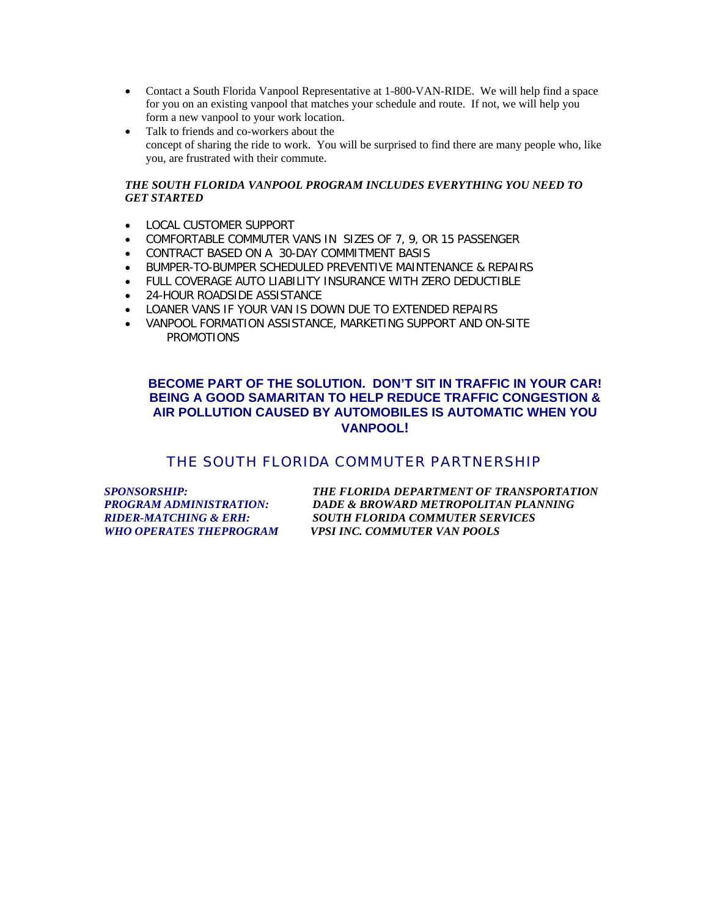- Contact a South Florida Vanpool Representative at 1-800-VAN-RIDE. We will help find a space for you on an existing vanpool that matches your schedule and route. If not, we will help you form a new vanpool to your work location.
- Talk to friends and co-workers about the concept of sharing the ride to work. You will be surprised to find there are many people who, like you, are frustrated with their commute.

***THE SOUTH FLORIDA VANPOOL PROGRAM INCLUDES EVERYTHING YOU NEED TO GET STARTED***

- LOCAL CUSTOMER SUPPORT
- COMFORTABLE COMMUTER VANS IN SIZES OF 7, 9, OR 15 PASSENGER
- CONTRACT BASED ON A 30-DAY COMMITMENT BASIS
- BUMPER-TO-BUMPER SCHEDULED PREVENTIVE MAINTENANCE & REPAIRS
- FULL COVERAGE AUTO LIABILITY INSURANCE WITH ZERO DEDUCTIBLE
- 24-HOUR ROADSIDE ASSISTANCE
- LOANER VANS IF YOUR VAN IS DOWN DUE TO EXTENDED REPAIRS
- VANPOOL FORMATION ASSISTANCE, MARKETING SUPPORT AND ON-SITE PROMOTIONS

**BECOME PART OF THE SOLUTION. DON'T SIT IN TRAFFIC IN YOUR CAR! BEING A GOOD SAMARITAN TO HELP REDUCE TRAFFIC CONGESTION & AIR POLLUTION CAUSED BY AUTOMOBILES IS AUTOMATIC WHEN YOU VANPOOL!**

## THE SOUTH FLORIDA COMMUTER PARTNERSHIP

***SPONSORSHIP:*** ***THE FLORIDA DEPARTMENT OF TRANSPORTATION***
***PROGRAM ADMINISTRATION:*** ***DADE & BROWARD METROPOLITAN PLANNING***
***RIDER-MATCHING & ERH:*** ***SOUTH FLORIDA COMMUTER SERVICES***
***WHO OPERATES THEPROGRAM*** ***VPSI INC. COMMUTER VAN POOLS***